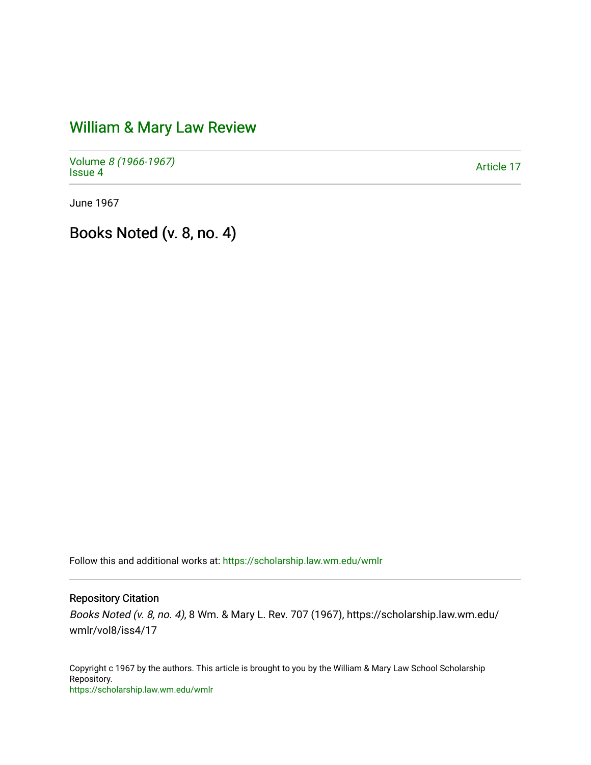# William & Mary Law Review

Volume *8 (1966-1967)*
Issue 4

Article 17

June 1967

# Books Noted (v. 8, no. 4)

Follow this and additional works at: https://scholarship.law.wm.edu/wmlr

## Repository Citation

*Books Noted (v. 8, no. 4)*, 8 Wm. & Mary L. Rev. 707 (1967), https://scholarship.law.wm.edu/wmlr/vol8/iss4/17

Copyright c 1967 by the authors. This article is brought to you by the William & Mary Law School Scholarship Repository.
https://scholarship.law.wm.edu/wmlr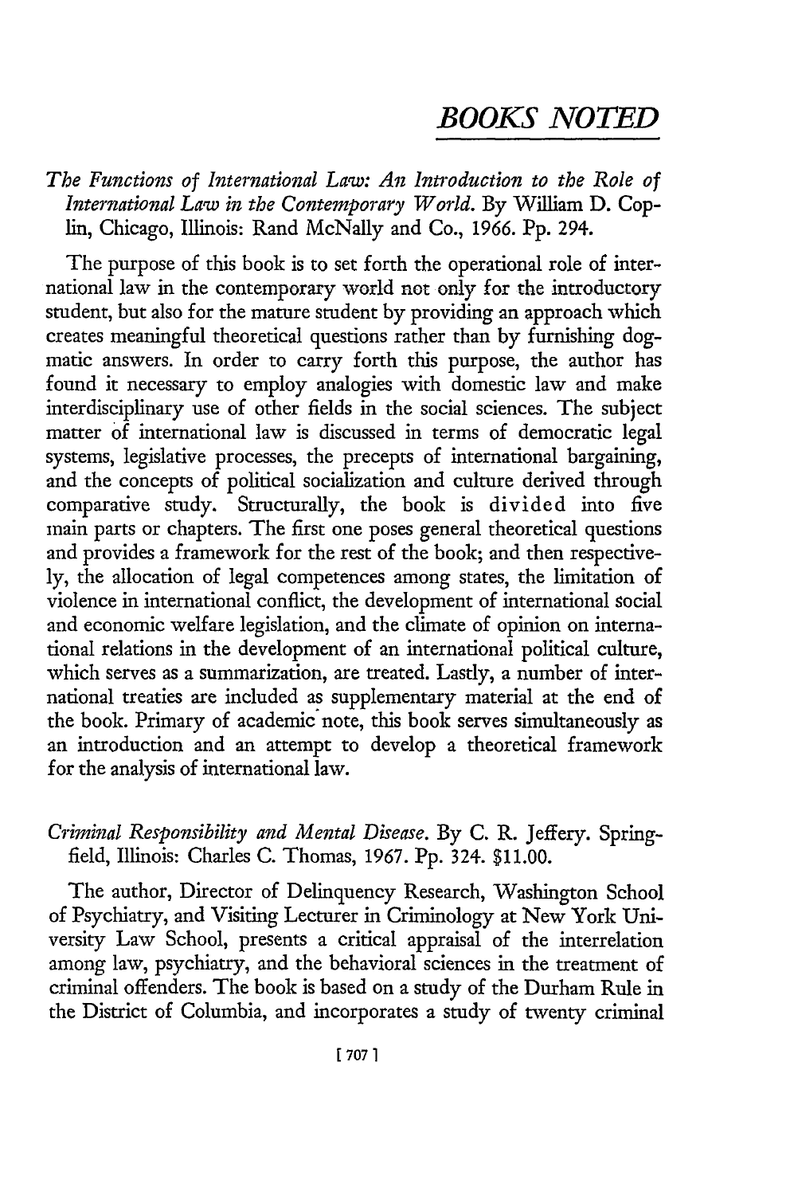# BOOKS NOTED

*The Functions of International Law: An Introduction to the Role of International Law in the Contemporary World.* By William D. Coplin, Chicago, Illinois: Rand McNally and Co., 1966. Pp. 294.

The purpose of this book is to set forth the operational role of international law in the contemporary world not only for the introductory student, but also for the mature student by providing an approach which creates meaningful theoretical questions rather than by furnishing dogmatic answers. In order to carry forth this purpose, the author has found it necessary to employ analogies with domestic law and make interdisciplinary use of other fields in the social sciences. The subject matter of international law is discussed in terms of democratic legal systems, legislative processes, the precepts of international bargaining, and the concepts of political socialization and culture derived through comparative study. Structurally, the book is divided into five main parts or chapters. The first one poses general theoretical questions and provides a framework for the rest of the book; and then respectively, the allocation of legal competences among states, the limitation of violence in international conflict, the development of international social and economic welfare legislation, and the climate of opinion on international relations in the development of an international political culture, which serves as a summarization, are treated. Lastly, a number of international treaties are included as supplementary material at the end of the book. Primary of academic note, this book serves simultaneously as an introduction and an attempt to develop a theoretical framework for the analysis of international law.

*Criminal Responsibility and Mental Disease.* By C. R. Jeffery. Springfield, Illinois: Charles C. Thomas, 1967. Pp. 324. $11.00.

The author, Director of Delinquency Research, Washington School of Psychiatry, and Visiting Lecturer in Criminology at New York University Law School, presents a critical appraisal of the interrelation among law, psychiatry, and the behavioral sciences in the treatment of criminal offenders. The book is based on a study of the Durham Rule in the District of Columbia, and incorporates a study of twenty criminal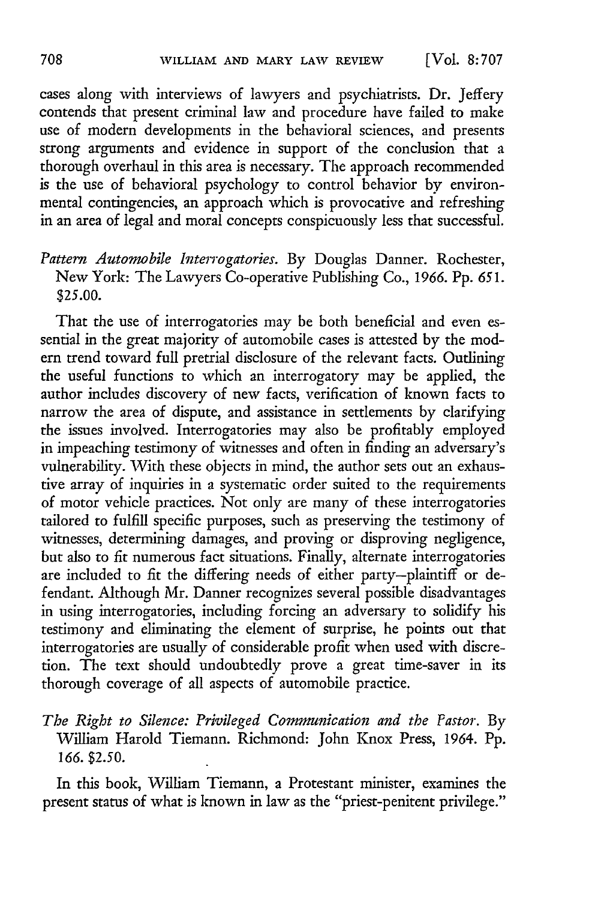cases along with interviews of lawyers and psychiatrists. Dr. Jeffery contends that present criminal law and procedure have failed to make use of modern developments in the behavioral sciences, and presents strong arguments and evidence in support of the conclusion that a thorough overhaul in this area is necessary. The approach recommended is the use of behavioral psychology to control behavior by environmental contingencies, an approach which is provocative and refreshing in an area of legal and moral concepts conspicuously less that successful.

*Pattern Automobile Interrogatories*. By Douglas Danner. Rochester, New York: The Lawyers Co-operative Publishing Co., 1966. Pp. 651. $25.00.

That the use of interrogatories may be both beneficial and even essential in the great majority of automobile cases is attested by the modern trend toward full pretrial disclosure of the relevant facts. Outlining the useful functions to which an interrogatory may be applied, the author includes discovery of new facts, verification of known facts to narrow the area of dispute, and assistance in settlements by clarifying the issues involved. Interrogatories may also be profitably employed in impeaching testimony of witnesses and often in finding an adversary's vulnerability. With these objects in mind, the author sets out an exhaustive array of inquiries in a systematic order suited to the requirements of motor vehicle practices. Not only are many of these interrogatories tailored to fulfill specific purposes, such as preserving the testimony of witnesses, determining damages, and proving or disproving negligence, but also to fit numerous fact situations. Finally, alternate interrogatories are included to fit the differing needs of either party—plaintiff or defendant. Although Mr. Danner recognizes several possible disadvantages in using interrogatories, including forcing an adversary to solidify his testimony and eliminating the element of surprise, he points out that interrogatories are usually of considerable profit when used with discretion. The text should undoubtedly prove a great time-saver in its thorough coverage of all aspects of automobile practice.

*The Right to Silence: Privileged Communication and the Pastor*. By William Harold Tiemann. Richmond: John Knox Press, 1964. Pp. 166. $2.50.

In this book, William Tiemann, a Protestant minister, examines the present status of what is known in law as the "priest-penitent privilege."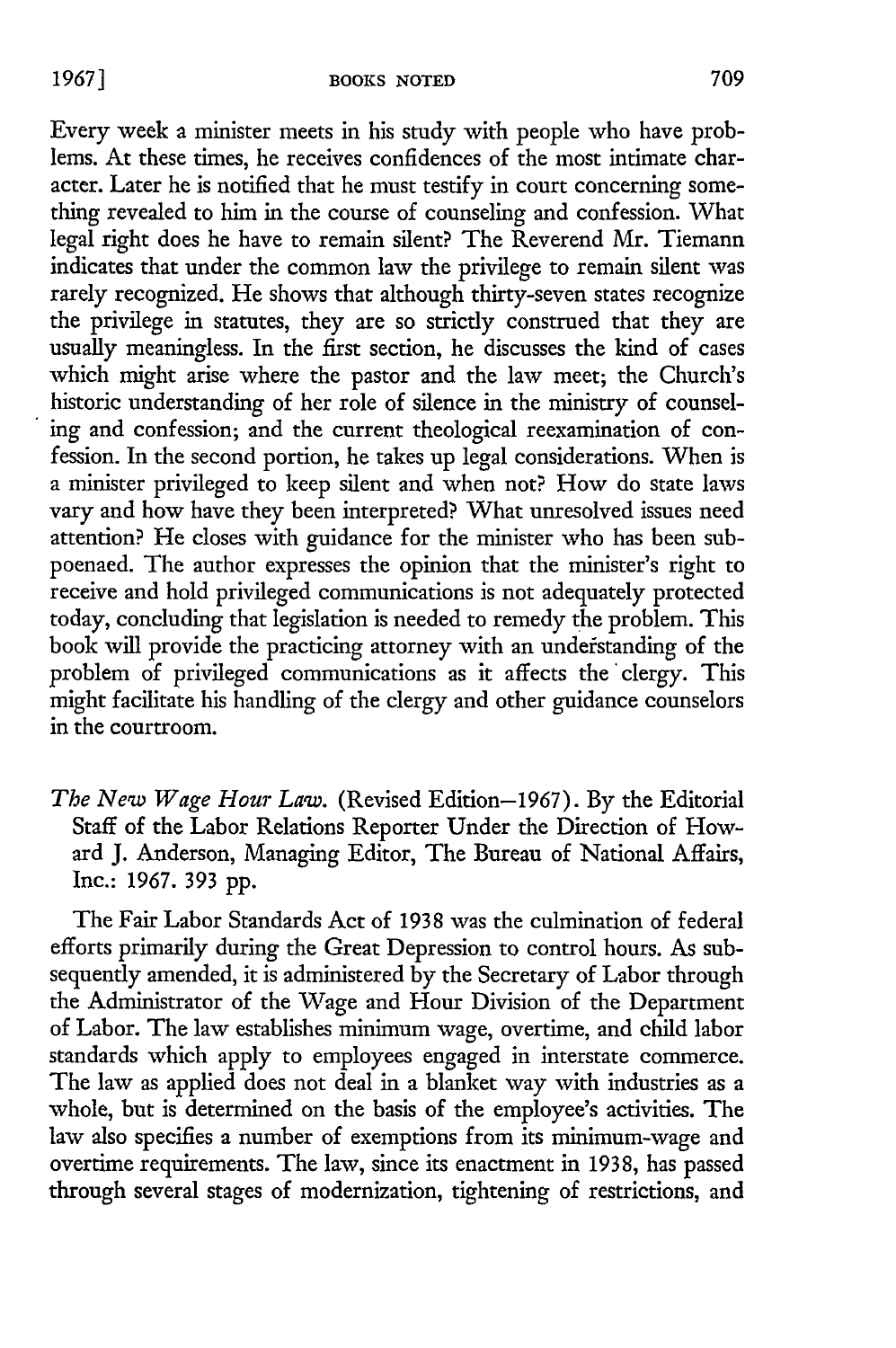Every week a minister meets in his study with people who have problems. At these times, he receives confidences of the most intimate character. Later he is notified that he must testify in court concerning something revealed to him in the course of counseling and confession. What legal right does he have to remain silent? The Reverend Mr. Tiemann indicates that under the common law the privilege to remain silent was rarely recognized. He shows that although thirty-seven states recognize the privilege in statutes, they are so strictly construed that they are usually meaningless. In the first section, he discusses the kind of cases which might arise where the pastor and the law meet; the Church's historic understanding of her role of silence in the ministry of counseling and confession; and the current theological reexamination of confession. In the second portion, he takes up legal considerations. When is a minister privileged to keep silent and when not? How do state laws vary and how have they been interpreted? What unresolved issues need attention? He closes with guidance for the minister who has been subpoenaed. The author expresses the opinion that the minister's right to receive and hold privileged communications is not adequately protected today, concluding that legislation is needed to remedy the problem. This book will provide the practicing attorney with an understanding of the problem of privileged communications as it affects the clergy. This might facilitate his handling of the clergy and other guidance counselors in the courtroom.

*The New Wage Hour Law.* (Revised Edition—1967). By the Editorial Staff of the Labor Relations Reporter Under the Direction of Howard J. Anderson, Managing Editor, The Bureau of National Affairs, Inc.: 1967. 393 pp.

The Fair Labor Standards Act of 1938 was the culmination of federal efforts primarily during the Great Depression to control hours. As subsequently amended, it is administered by the Secretary of Labor through the Administrator of the Wage and Hour Division of the Department of Labor. The law establishes minimum wage, overtime, and child labor standards which apply to employees engaged in interstate commerce. The law as applied does not deal in a blanket way with industries as a whole, but is determined on the basis of the employee's activities. The law also specifies a number of exemptions from its minimum-wage and overtime requirements. The law, since its enactment in 1938, has passed through several stages of modernization, tightening of restrictions, and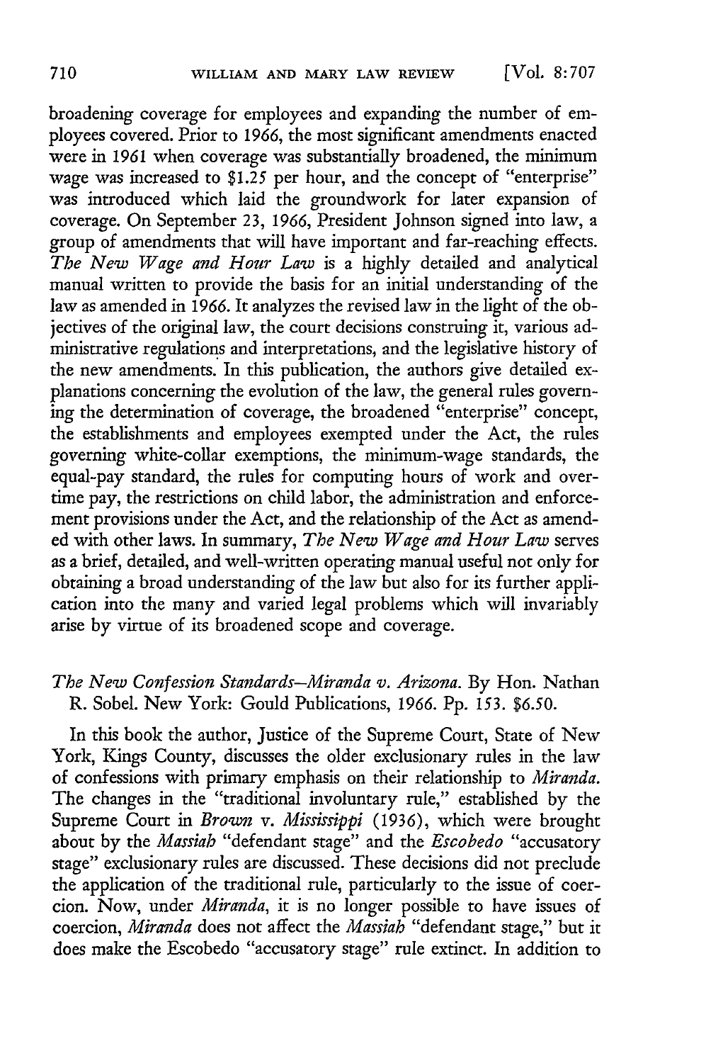broadening coverage for employees and expanding the number of employees covered. Prior to 1966, the most significant amendments enacted were in 1961 when coverage was substantially broadened, the minimum wage was increased to $1.25 per hour, and the concept of "enterprise" was introduced which laid the groundwork for later expansion of coverage. On September 23, 1966, President Johnson signed into law, a group of amendments that will have important and far-reaching effects. *The New Wage and Hour Law* is a highly detailed and analytical manual written to provide the basis for an initial understanding of the law as amended in 1966. It analyzes the revised law in the light of the objectives of the original law, the court decisions construing it, various administrative regulations and interpretations, and the legislative history of the new amendments. In this publication, the authors give detailed explanations concerning the evolution of the law, the general rules governing the determination of coverage, the broadened "enterprise" concept, the establishments and employees exempted under the Act, the rules governing white-collar exemptions, the minimum-wage standards, the equal-pay standard, the rules for computing hours of work and overtime pay, the restrictions on child labor, the administration and enforcement provisions under the Act, and the relationship of the Act as amended with other laws. In summary, *The New Wage and Hour Law* serves as a brief, detailed, and well-written operating manual useful not only for obtaining a broad understanding of the law but also for its further application into the many and varied legal problems which will invariably arise by virtue of its broadened scope and coverage.

*The New Confession Standards—Miranda v. Arizona.* By Hon. Nathan R. Sobel. New York: Gould Publications, 1966. Pp. 153. $6.50.

In this book the author, Justice of the Supreme Court, State of New York, Kings County, discusses the older exclusionary rules in the law of confessions with primary emphasis on their relationship to *Miranda.* The changes in the "traditional involuntary rule," established by the Supreme Court in *Brown* v. *Mississippi* (1936), which were brought about by the *Massiah* "defendant stage" and the *Escobedo* "accusatory stage" exclusionary rules are discussed. These decisions did not preclude the application of the traditional rule, particularly to the issue of coercion. Now, under *Miranda*, it is no longer possible to have issues of coercion, *Miranda* does not affect the *Massiah* "defendant stage," but it does make the Escobedo "accusatory stage" rule extinct. In addition to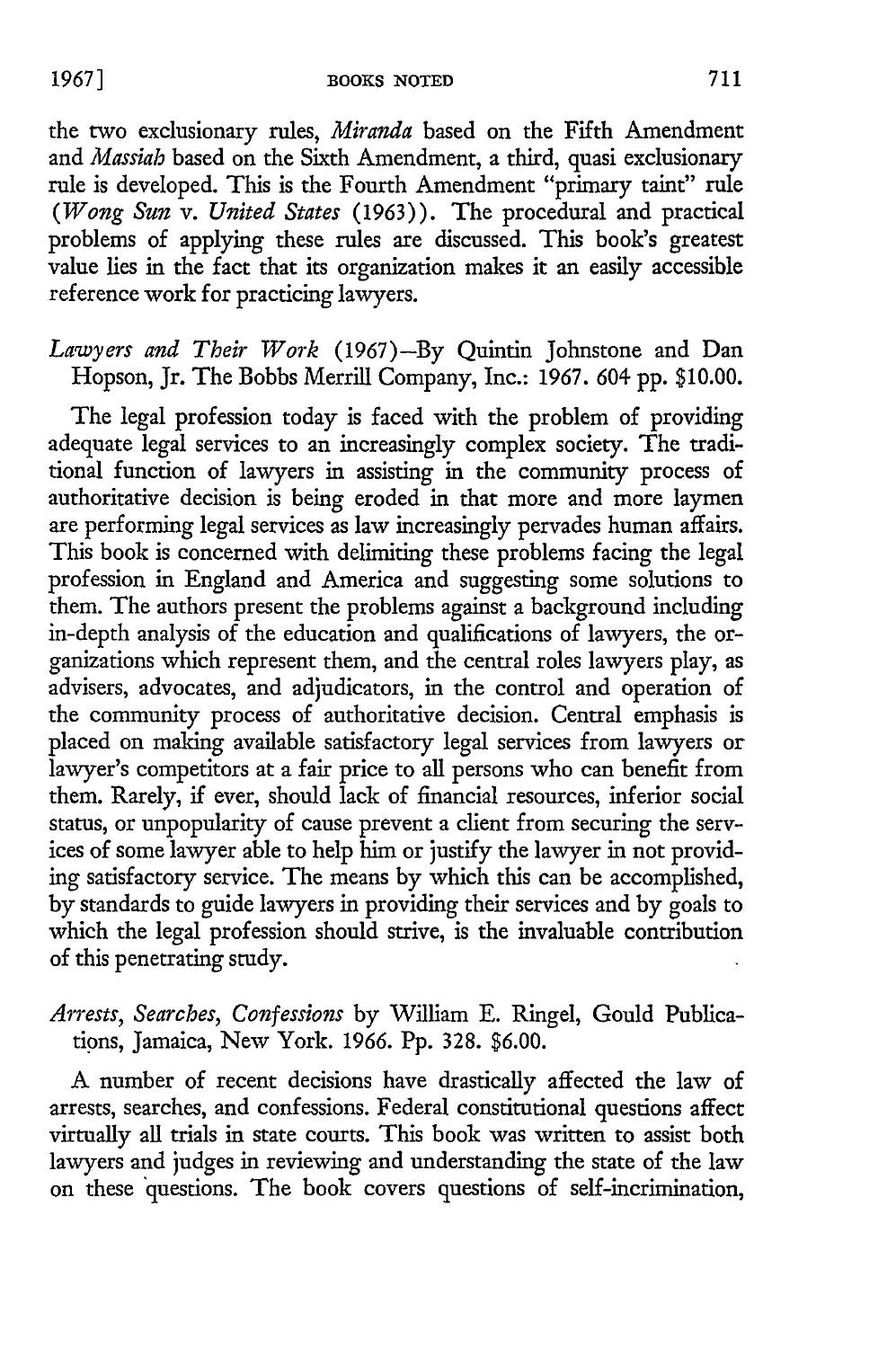the two exclusionary rules, *Miranda* based on the Fifth Amendment and *Massiah* based on the Sixth Amendment, a third, quasi exclusionary rule is developed. This is the Fourth Amendment "primary taint" rule (*Wong Sun* v. *United States* (1963)). The procedural and practical problems of applying these rules are discussed. This book's greatest value lies in the fact that its organization makes it an easily accessible reference work for practicing lawyers.

*Lawyers and Their Work* (1967)—By Quintin Johnstone and Dan Hopson, Jr. The Bobbs Merrill Company, Inc.: 1967. 604 pp. $10.00.

The legal profession today is faced with the problem of providing adequate legal services to an increasingly complex society. The traditional function of lawyers in assisting in the community process of authoritative decision is being eroded in that more and more laymen are performing legal services as law increasingly pervades human affairs. This book is concerned with delimiting these problems facing the legal profession in England and America and suggesting some solutions to them. The authors present the problems against a background including in-depth analysis of the education and qualifications of lawyers, the organizations which represent them, and the central roles lawyers play, as advisers, advocates, and adjudicators, in the control and operation of the community process of authoritative decision. Central emphasis is placed on making available satisfactory legal services from lawyers or lawyer's competitors at a fair price to all persons who can benefit from them. Rarely, if ever, should lack of financial resources, inferior social status, or unpopularity of cause prevent a client from securing the services of some lawyer able to help him or justify the lawyer in not providing satisfactory service. The means by which this can be accomplished, by standards to guide lawyers in providing their services and by goals to which the legal profession should strive, is the invaluable contribution of this penetrating study.

*Arrests, Searches, Confessions* by William E. Ringel, Gould Publications, Jamaica, New York. 1966. Pp. 328. $6.00.

A number of recent decisions have drastically affected the law of arrests, searches, and confessions. Federal constitutional questions affect virtually all trials in state courts. This book was written to assist both lawyers and judges in reviewing and understanding the state of the law on these questions. The book covers questions of self-incrimination,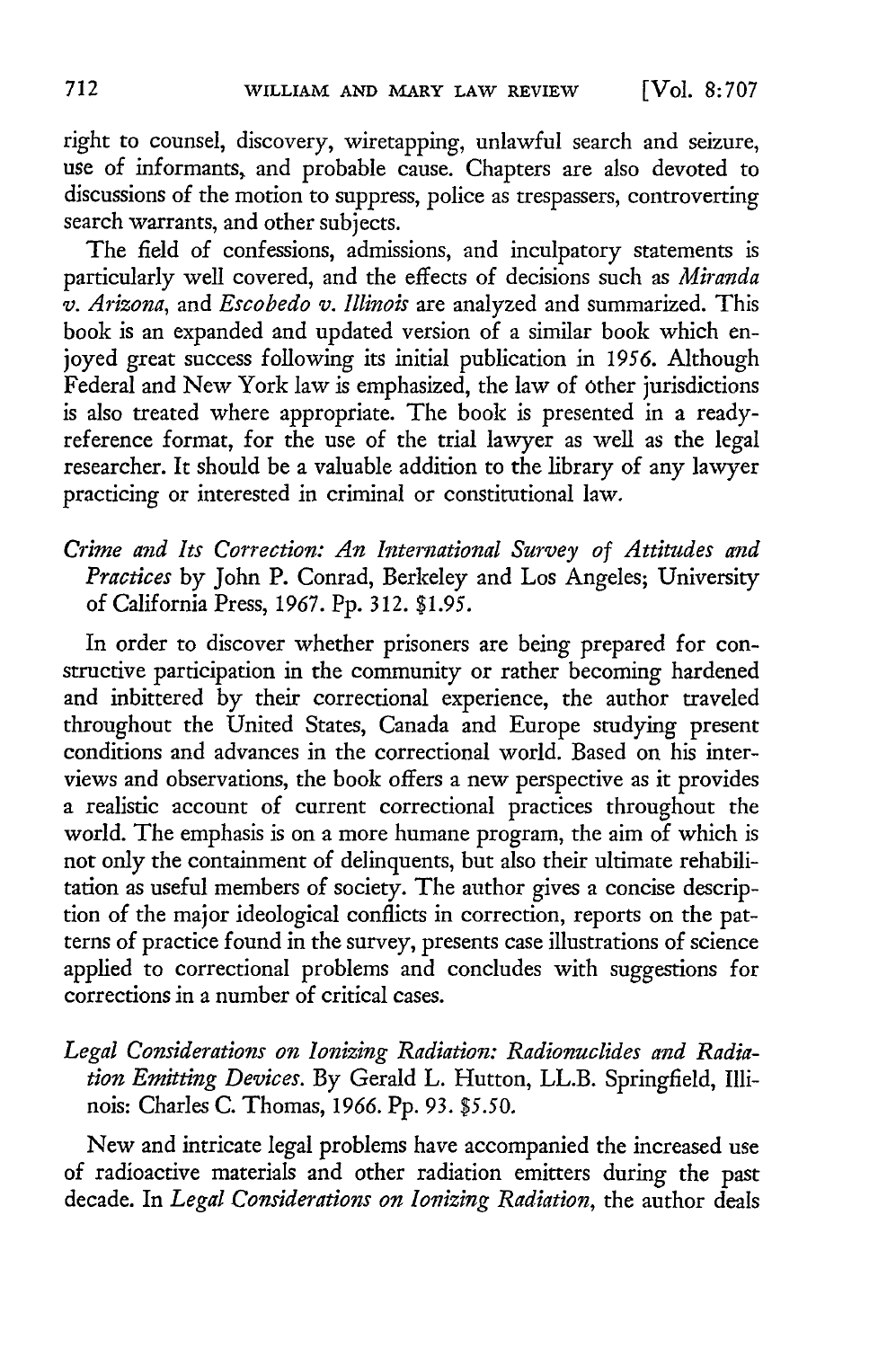right to counsel, discovery, wiretapping, unlawful search and seizure, use of informants, and probable cause. Chapters are also devoted to discussions of the motion to suppress, police as trespassers, controverting search warrants, and other subjects.

The field of confessions, admissions, and inculpatory statements is particularly well covered, and the effects of decisions such as *Miranda v. Arizona*, and *Escobedo v. Illinois* are analyzed and summarized. This book is an expanded and updated version of a similar book which enjoyed great success following its initial publication in 1956. Although Federal and New York law is emphasized, the law of other jurisdictions is also treated where appropriate. The book is presented in a ready-reference format, for the use of the trial lawyer as well as the legal researcher. It should be a valuable addition to the library of any lawyer practicing or interested in criminal or constitutional law.

*Crime and Its Correction: An International Survey of Attitudes and Practices* by John P. Conrad, Berkeley and Los Angeles; University of California Press, 1967. Pp. 312. $1.95.

In order to discover whether prisoners are being prepared for constructive participation in the community or rather becoming hardened and inbittered by their correctional experience, the author traveled throughout the United States, Canada and Europe studying present conditions and advances in the correctional world. Based on his interviews and observations, the book offers a new perspective as it provides a realistic account of current correctional practices throughout the world. The emphasis is on a more humane program, the aim of which is not only the containment of delinquents, but also their ultimate rehabilitation as useful members of society. The author gives a concise description of the major ideological conflicts in correction, reports on the patterns of practice found in the survey, presents case illustrations of science applied to correctional problems and concludes with suggestions for corrections in a number of critical cases.

*Legal Considerations on Ionizing Radiation: Radionuclides and Radiation Emitting Devices*. By Gerald L. Hutton, LL.B. Springfield, Illinois: Charles C. Thomas, 1966. Pp. 93. $5.50.

New and intricate legal problems have accompanied the increased use of radioactive materials and other radiation emitters during the past decade. In *Legal Considerations on Ionizing Radiation*, the author deals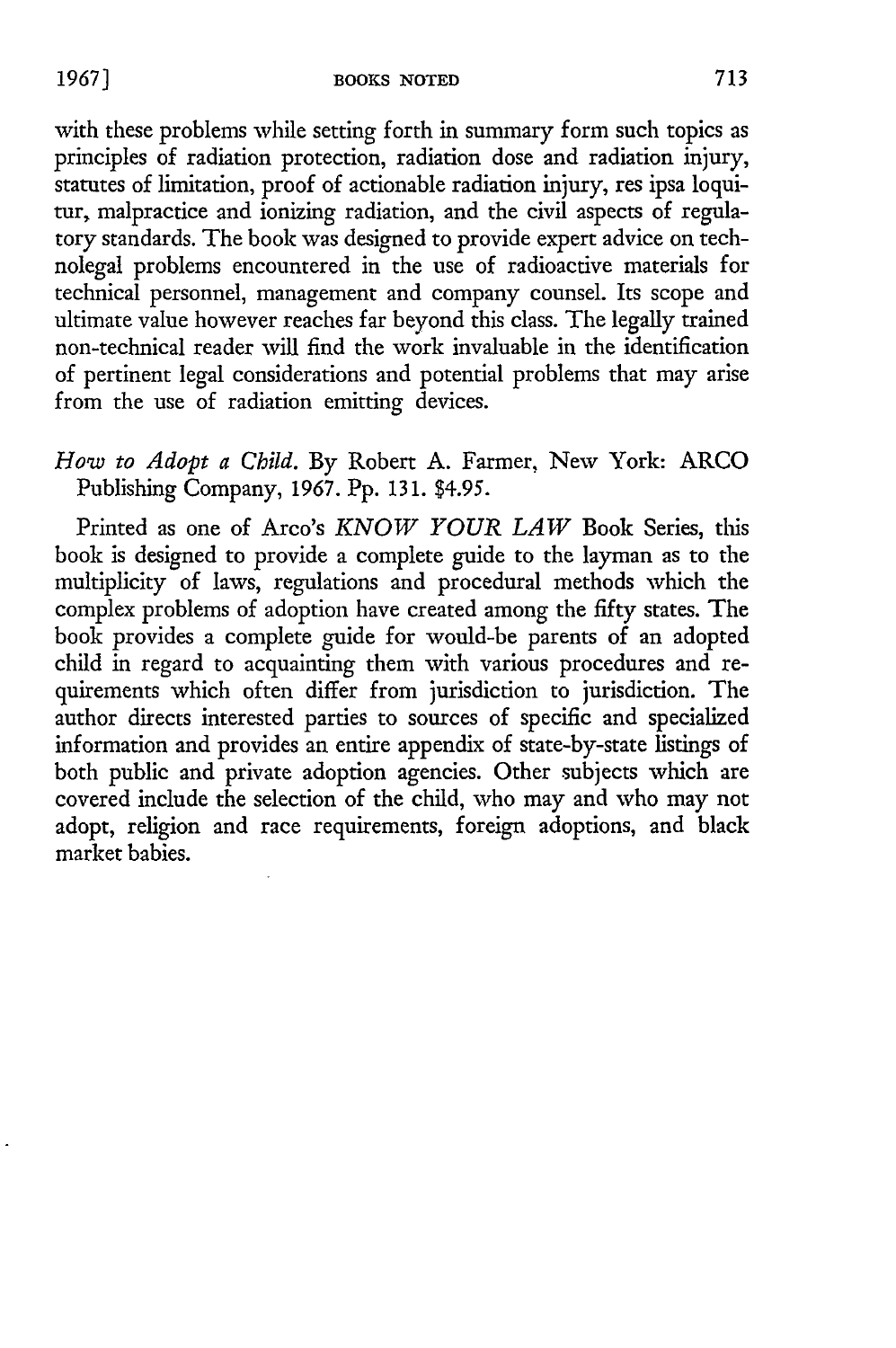with these problems while setting forth in summary form such topics as principles of radiation protection, radiation dose and radiation injury, statutes of limitation, proof of actionable radiation injury, res ipsa loquitur, malpractice and ionizing radiation, and the civil aspects of regulatory standards. The book was designed to provide expert advice on technolegal problems encountered in the use of radioactive materials for technical personnel, management and company counsel. Its scope and ultimate value however reaches far beyond this class. The legally trained non-technical reader will find the work invaluable in the identification of pertinent legal considerations and potential problems that may arise from the use of radiation emitting devices.

*How to Adopt a Child.* By Robert A. Farmer, New York: ARCO Publishing Company, 1967. Pp. 131. $4.95.

Printed as one of Arco's *KNOW YOUR LAW* Book Series, this book is designed to provide a complete guide to the layman as to the multiplicity of laws, regulations and procedural methods which the complex problems of adoption have created among the fifty states. The book provides a complete guide for would-be parents of an adopted child in regard to acquainting them with various procedures and requirements which often differ from jurisdiction to jurisdiction. The author directs interested parties to sources of specific and specialized information and provides an entire appendix of state-by-state listings of both public and private adoption agencies. Other subjects which are covered include the selection of the child, who may and who may not adopt, religion and race requirements, foreign adoptions, and black market babies.